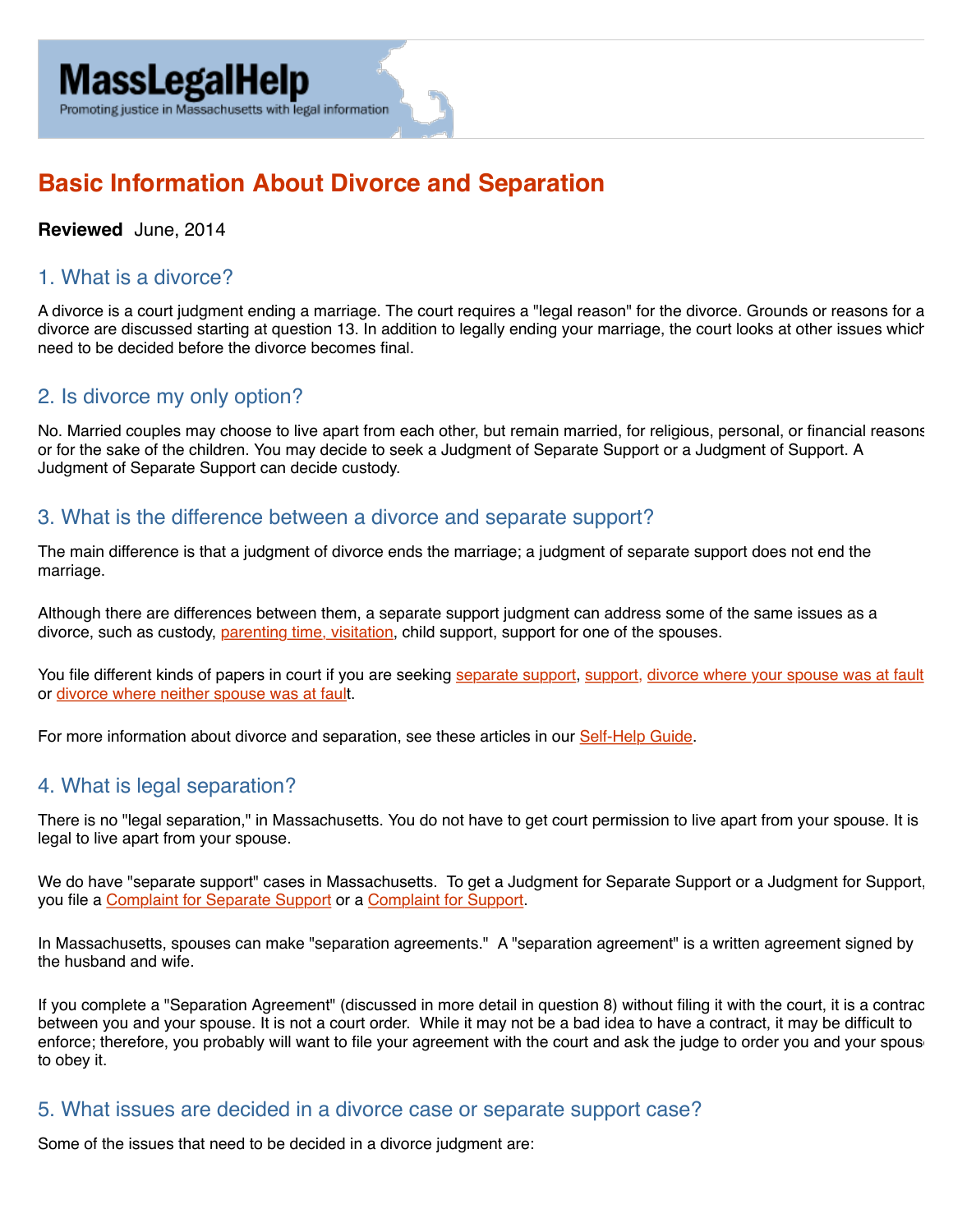MassLegalHelp

Promoting justice in Massachusetts with legal information

# Basic Information About Divorce and Separation

**Reviewed** June, 2014

## 1. What is a divorce?

A divorce is a court judgment ending a marriage. The court requires a "legal reason" for the divorce. Grounds or reasons for a divorce are discussed starting at question 13. In addition to legally ending your marriage, the court looks at other issues which need to be decided before the divorce becomes final.

## 2. Is divorce my only option?

No. Married couples may choose to live apart from each other, but remain married, for religious, personal, or financial reasons or for the sake of the children. You may decide to seek a Judgment of Separate Support or a Judgment of Support. A Judgment of Separate Support can decide custody.

## 3. What is the difference between a divorce and separate support?

The main difference is that a judgment of divorce ends the marriage; a judgment of separate support does not end the marriage.

Although there are differences between them, a separate support judgment can address some of the same issues as a divorce, such as custody, parenting time, visitation, child support, support for one of the spouses.

You file different kinds of papers in court if you are seeking separate support, support, divorce where your spouse was at fault or divorce where neither spouse was at fault.

For more information about divorce and separation, see these articles in our Self-Help Guide.

## 4. What is legal separation?

There is no "legal separation," in Massachusetts. You do not have to get court permission to live apart from your spouse. It is legal to live apart from your spouse.

We do have "separate support" cases in Massachusetts. To get a Judgment for Separate Support or a Judgment for Support, you file a Complaint for Separate Support or a Complaint for Support.

In Massachusetts, spouses can make "separation agreements." A "separation agreement" is a written agreement signed by the husband and wife.

If you complete a "Separation Agreement" (discussed in more detail in question 8) without filing it with the court, it is a contract between you and your spouse. It is not a court order. While it may not be a bad idea to have a contract, it may be difficult to enforce; therefore, you probably will want to file your agreement with the court and ask the judge to order you and your spouse to obey it.

## 5. What issues are decided in a divorce case or separate support case?

Some of the issues that need to be decided in a divorce judgment are: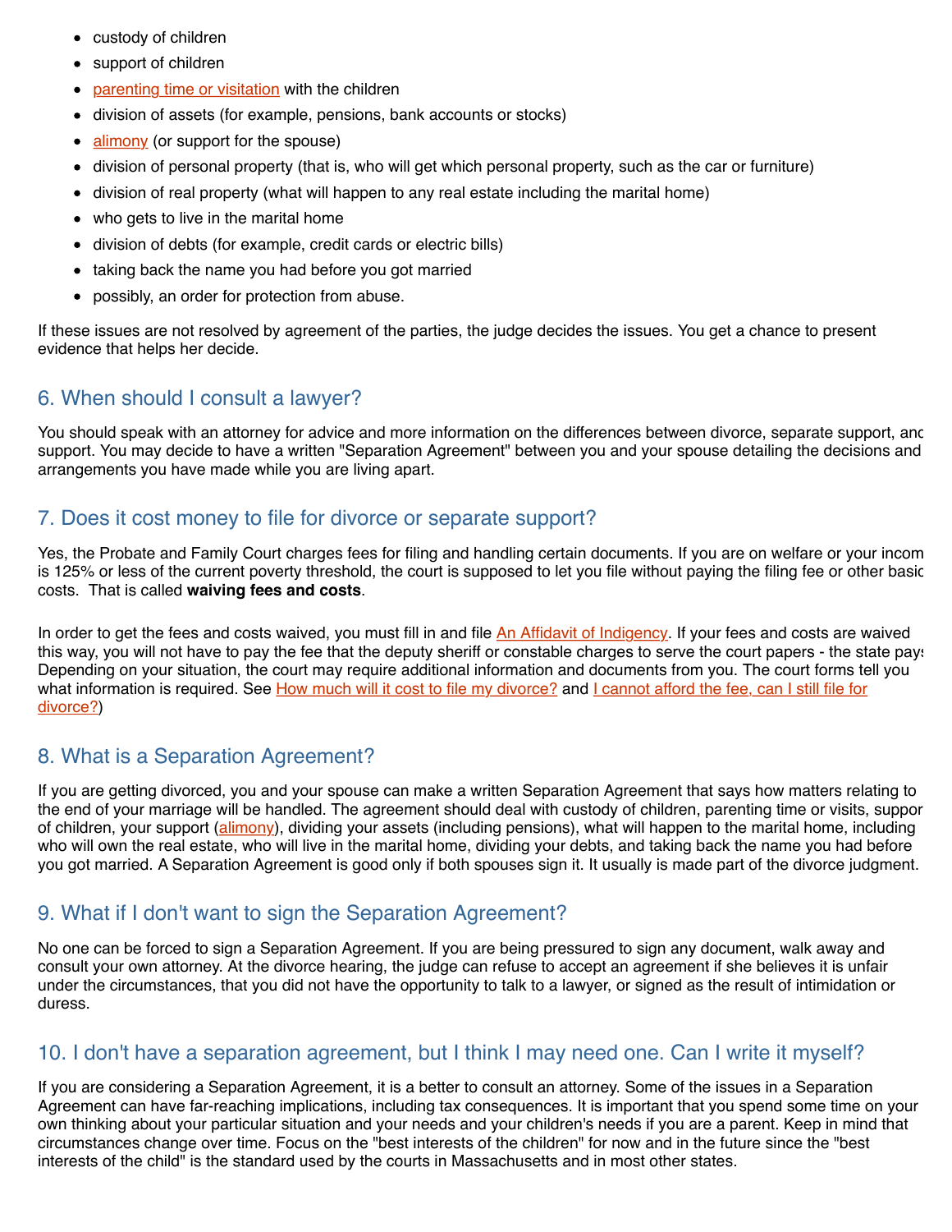- custody of children
- support of children
- parenting time or visitation with the children
- division of assets (for example, pensions, bank accounts or stocks)
- alimony (or support for the spouse)
- division of personal property (that is, who will get which personal property, such as the car or furniture)
- division of real property (what will happen to any real estate including the marital home)
- who gets to live in the marital home
- division of debts (for example, credit cards or electric bills)
- taking back the name you had before you got married
- possibly, an order for protection from abuse.

If these issues are not resolved by agreement of the parties, the judge decides the issues. You get a chance to present evidence that helps her decide.

## 6. When should I consult a lawyer?

You should speak with an attorney for advice and more information on the differences between divorce, separate support, and support. You may decide to have a written "Separation Agreement" between you and your spouse detailing the decisions and arrangements you have made while you are living apart.

## 7. Does it cost money to file for divorce or separate support?

Yes, the Probate and Family Court charges fees for filing and handling certain documents. If you are on welfare or your income is 125% or less of the current poverty threshold, the court is supposed to let you file without paying the filing fee or other basic costs. That is called **waiving fees and costs**.

In order to get the fees and costs waived, you must fill in and file An Affidavit of Indigency. If your fees and costs are waived this way, you will not have to pay the fee that the deputy sheriff or constable charges to serve the court papers - the state pays. Depending on your situation, the court may require additional information and documents from you. The court forms tell you what information is required. See How much will it cost to file my divorce? and I cannot afford the fee, can I still file for divorce?)

## 8. What is a Separation Agreement?

If you are getting divorced, you and your spouse can make a written Separation Agreement that says how matters relating to the end of your marriage will be handled. The agreement should deal with custody of children, parenting time or visits, support of children, your support (alimony), dividing your assets (including pensions), what will happen to the marital home, including who will own the real estate, who will live in the marital home, dividing your debts, and taking back the name you had before you got married. A Separation Agreement is good only if both spouses sign it. It usually is made part of the divorce judgment.

## 9. What if I don't want to sign the Separation Agreement?

No one can be forced to sign a Separation Agreement. If you are being pressured to sign any document, walk away and consult your own attorney. At the divorce hearing, the judge can refuse to accept an agreement if she believes it is unfair under the circumstances, that you did not have the opportunity to talk to a lawyer, or signed as the result of intimidation or duress.

## 10. I don't have a separation agreement, but I think I may need one. Can I write it myself?

If you are considering a Separation Agreement, it is a better to consult an attorney. Some of the issues in a Separation Agreement can have far-reaching implications, including tax consequences. It is important that you spend some time on your own thinking about your particular situation and your needs and your children's needs if you are a parent. Keep in mind that circumstances change over time. Focus on the "best interests of the children" for now and in the future since the "best interests of the child" is the standard used by the courts in Massachusetts and in most other states.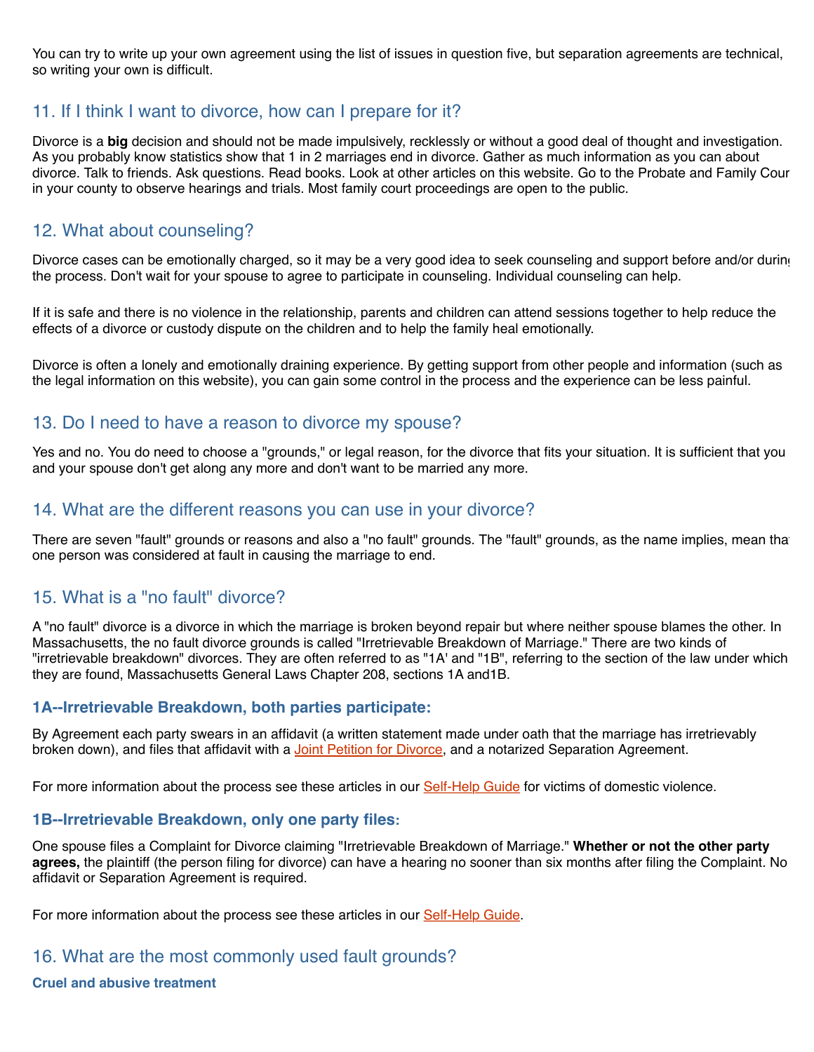You can try to write up your own agreement using the list of issues in question five, but separation agreements are technical, so writing your own is difficult.

## 11. If I think I want to divorce, how can I prepare for it?

Divorce is a **big** decision and should not be made impulsively, recklessly or without a good deal of thought and investigation. As you probably know statistics show that 1 in 2 marriages end in divorce. Gather as much information as you can about divorce. Talk to friends. Ask questions. Read books. Look at other articles on this website. Go to the Probate and Family Court in your county to observe hearings and trials. Most family court proceedings are open to the public.

## 12. What about counseling?

Divorce cases can be emotionally charged, so it may be a very good idea to seek counseling and support before and/or during the process. Don't wait for your spouse to agree to participate in counseling. Individual counseling can help.

If it is safe and there is no violence in the relationship, parents and children can attend sessions together to help reduce the effects of a divorce or custody dispute on the children and to help the family heal emotionally.

Divorce is often a lonely and emotionally draining experience. By getting support from other people and information (such as the legal information on this website), you can gain some control in the process and the experience can be less painful.

## 13. Do I need to have a reason to divorce my spouse?

Yes and no. You do need to choose a "grounds," or legal reason, for the divorce that fits your situation. It is sufficient that you and your spouse don't get along any more and don't want to be married any more.

## 14. What are the different reasons you can use in your divorce?

There are seven "fault" grounds or reasons and also a "no fault" grounds. The "fault" grounds, as the name implies, mean that one person was considered at fault in causing the marriage to end.

## 15. What is a "no fault" divorce?

A "no fault" divorce is a divorce in which the marriage is broken beyond repair but where neither spouse blames the other. In Massachusetts, the no fault divorce grounds is called "Irretrievable Breakdown of Marriage." There are two kinds of "irretrievable breakdown" divorces. They are often referred to as "1A' and "1B", referring to the section of the law under which they are found, Massachusetts General Laws Chapter 208, sections 1A and1B.

### 1A--Irretrievable Breakdown, both parties participate:

By Agreement each party swears in an affidavit (a written statement made under oath that the marriage has irretrievably broken down), and files that affidavit with a Joint Petition for Divorce, and a notarized Separation Agreement.

For more information about the process see these articles in our Self-Help Guide for victims of domestic violence.

### 1B--Irretrievable Breakdown, only one party files:

One spouse files a Complaint for Divorce claiming "Irretrievable Breakdown of Marriage." **Whether or not the other party agrees,** the plaintiff (the person filing for divorce) can have a hearing no sooner than six months after filing the Complaint. No affidavit or Separation Agreement is required.

For more information about the process see these articles in our Self-Help Guide.

## 16. What are the most commonly used fault grounds?

### Cruel and abusive treatment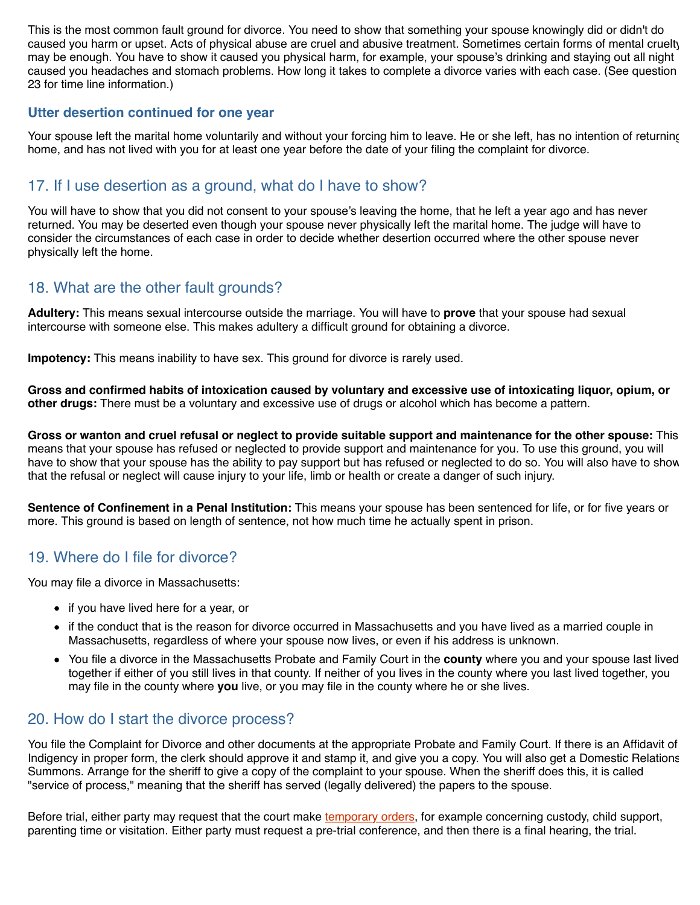This is the most common fault ground for divorce. You need to show that something your spouse knowingly did or didn't do caused you harm or upset. Acts of physical abuse are cruel and abusive treatment. Sometimes certain forms of mental cruelty may be enough. You have to show it caused you physical harm, for example, your spouse's drinking and staying out all night caused you headaches and stomach problems. How long it takes to complete a divorce varies with each case. (See question 23 for time line information.)

### Utter desertion continued for one year

Your spouse left the marital home voluntarily and without your forcing him to leave. He or she left, has no intention of returning home, and has not lived with you for at least one year before the date of your filing the complaint for divorce.

## 17. If I use desertion as a ground, what do I have to show?

You will have to show that you did not consent to your spouse's leaving the home, that he left a year ago and has never returned. You may be deserted even though your spouse never physically left the marital home. The judge will have to consider the circumstances of each case in order to decide whether desertion occurred where the other spouse never physically left the home.

## 18. What are the other fault grounds?

**Adultery:** This means sexual intercourse outside the marriage. You will have to **prove** that your spouse had sexual intercourse with someone else. This makes adultery a difficult ground for obtaining a divorce.

**Impotency:** This means inability to have sex. This ground for divorce is rarely used.

**Gross and confirmed habits of intoxication caused by voluntary and excessive use of intoxicating liquor, opium, or other drugs:** There must be a voluntary and excessive use of drugs or alcohol which has become a pattern.

**Gross or wanton and cruel refusal or neglect to provide suitable support and maintenance for the other spouse:** This means that your spouse has refused or neglected to provide support and maintenance for you. To use this ground, you will have to show that your spouse has the ability to pay support but has refused or neglected to do so. You will also have to show that the refusal or neglect will cause injury to your life, limb or health or create a danger of such injury.

**Sentence of Confinement in a Penal Institution:** This means your spouse has been sentenced for life, or for five years or more. This ground is based on length of sentence, not how much time he actually spent in prison.

## 19. Where do I file for divorce?

You may file a divorce in Massachusetts:

- if you have lived here for a year, or
- if the conduct that is the reason for divorce occurred in Massachusetts and you have lived as a married couple in Massachusetts, regardless of where your spouse now lives, or even if his address is unknown.
- You file a divorce in the Massachusetts Probate and Family Court in the **county** where you and your spouse last lived together if either of you still lives in that county. If neither of you lives in the county where you last lived together, you may file in the county where **you** live, or you may file in the county where he or she lives.

## 20. How do I start the divorce process?

You file the Complaint for Divorce and other documents at the appropriate Probate and Family Court. If there is an Affidavit of Indigency in proper form, the clerk should approve it and stamp it, and give you a copy. You will also get a Domestic Relations Summons. Arrange for the sheriff to give a copy of the complaint to your spouse. When the sheriff does this, it is called "service of process," meaning that the sheriff has served (legally delivered) the papers to the spouse.

Before trial, either party may request that the court make temporary orders, for example concerning custody, child support, parenting time or visitation. Either party must request a pre-trial conference, and then there is a final hearing, the trial.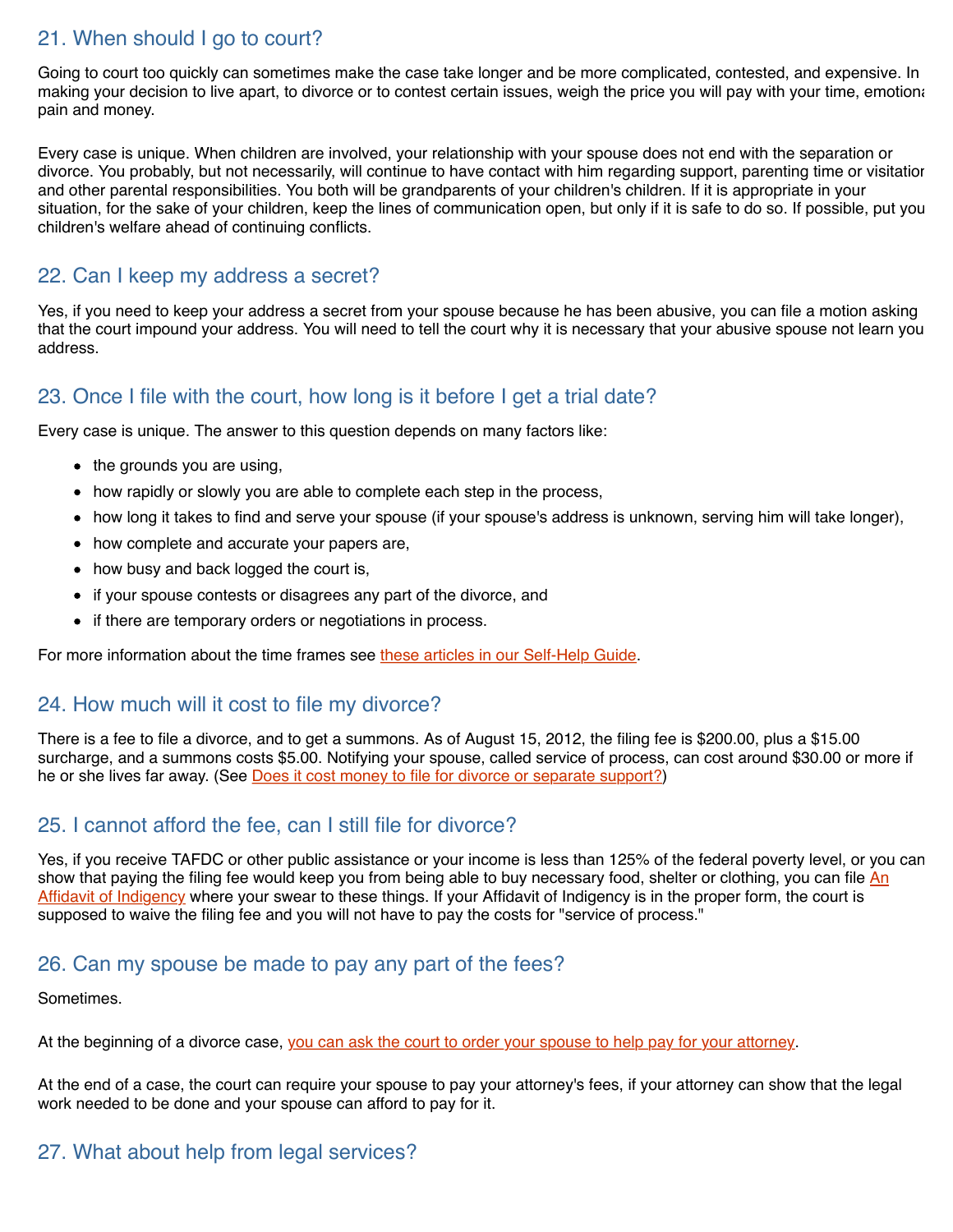## 21. When should I go to court?

Going to court too quickly can sometimes make the case take longer and be more complicated, contested, and expensive. In making your decision to live apart, to divorce or to contest certain issues, weigh the price you will pay with your time, emotional pain and money.

Every case is unique. When children are involved, your relationship with your spouse does not end with the separation or divorce. You probably, but not necessarily, will continue to have contact with him regarding support, parenting time or visitation and other parental responsibilities. You both will be grandparents of your children's children. If it is appropriate in your situation, for the sake of your children, keep the lines of communication open, but only if it is safe to do so. If possible, put your children's welfare ahead of continuing conflicts.

## 22. Can I keep my address a secret?

Yes, if you need to keep your address a secret from your spouse because he has been abusive, you can file a motion asking that the court impound your address. You will need to tell the court why it is necessary that your abusive spouse not learn your address.

## 23. Once I file with the court, how long is it before I get a trial date?

Every case is unique. The answer to this question depends on many factors like:

- the grounds you are using,
- how rapidly or slowly you are able to complete each step in the process,
- how long it takes to find and serve your spouse (if your spouse's address is unknown, serving him will take longer),
- how complete and accurate your papers are,
- how busy and back logged the court is,
- if your spouse contests or disagrees any part of the divorce, and
- if there are temporary orders or negotiations in process.

For more information about the time frames see these articles in our Self-Help Guide.

## 24. How much will it cost to file my divorce?

There is a fee to file a divorce, and to get a summons. As of August 15, 2012, the filing fee is $200.00, plus a $15.00 surcharge, and a summons costs $5.00. Notifying your spouse, called service of process, can cost around $30.00 or more if he or she lives far away. (See Does it cost money to file for divorce or separate support?)

## 25. I cannot afford the fee, can I still file for divorce?

Yes, if you receive TAFDC or other public assistance or your income is less than 125% of the federal poverty level, or you can show that paying the filing fee would keep you from being able to buy necessary food, shelter or clothing, you can file An Affidavit of Indigency where your swear to these things. If your Affidavit of Indigency is in the proper form, the court is supposed to waive the filing fee and you will not have to pay the costs for "service of process."

## 26. Can my spouse be made to pay any part of the fees?

Sometimes.

At the beginning of a divorce case, you can ask the court to order your spouse to help pay for your attorney.

At the end of a case, the court can require your spouse to pay your attorney's fees, if your attorney can show that the legal work needed to be done and your spouse can afford to pay for it.

## 27. What about help from legal services?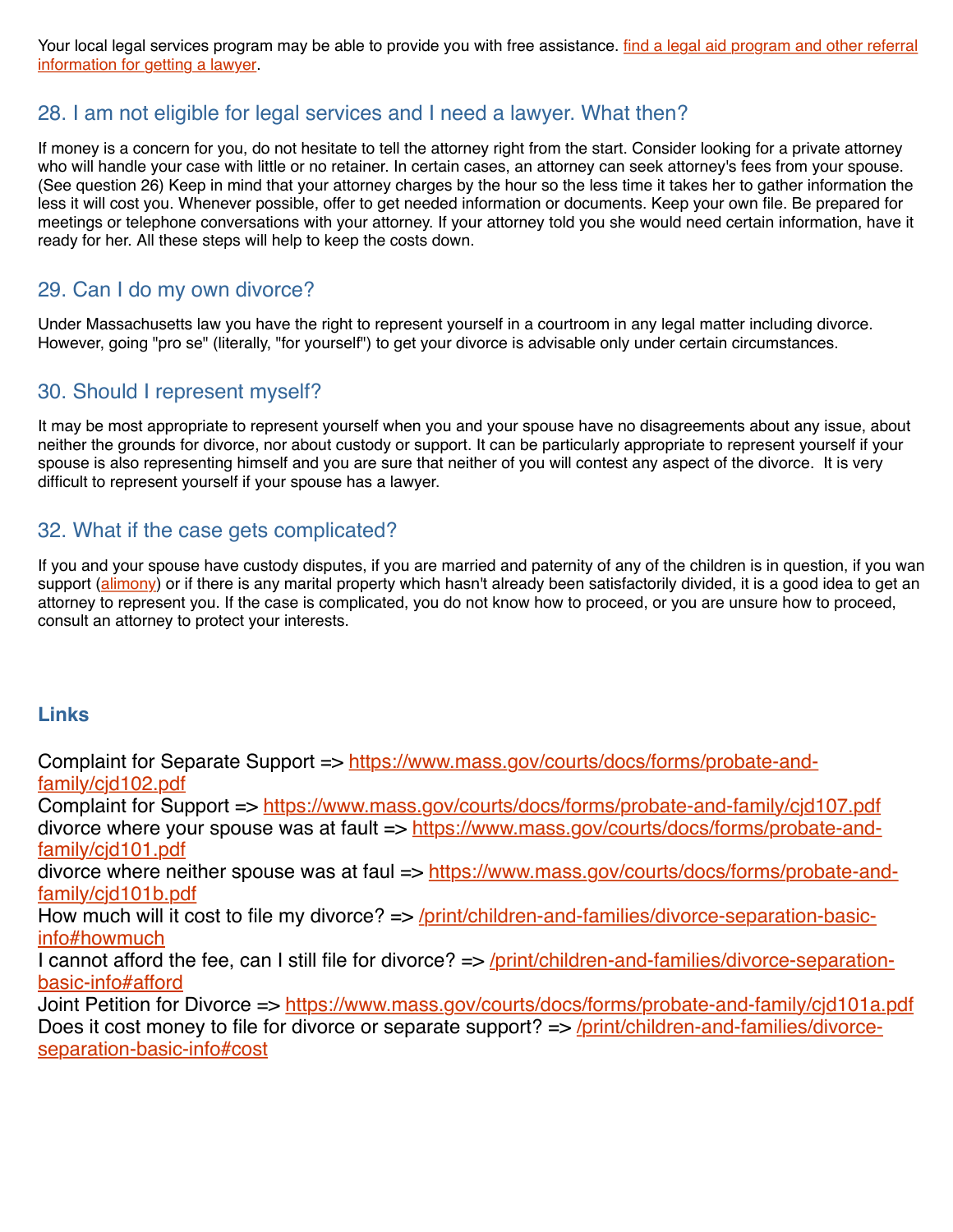Your local legal services program may be able to provide you with free assistance. [find a legal aid program and other referral information for getting a lawyer](#).

## 28. I am not eligible for legal services and I need a lawyer. What then?

If money is a concern for you, do not hesitate to tell the attorney right from the start. Consider looking for a private attorney who will handle your case with little or no retainer. In certain cases, an attorney can seek attorney's fees from your spouse. (See question 26) Keep in mind that your attorney charges by the hour so the less time it takes her to gather information the less it will cost you. Whenever possible, offer to get needed information or documents. Keep your own file. Be prepared for meetings or telephone conversations with your attorney. If your attorney told you she would need certain information, have it ready for her. All these steps will help to keep the costs down.

## 29. Can I do my own divorce?

Under Massachusetts law you have the right to represent yourself in a courtroom in any legal matter including divorce. However, going "pro se" (literally, "for yourself") to get your divorce is advisable only under certain circumstances.

## 30. Should I represent myself?

It may be most appropriate to represent yourself when you and your spouse have no disagreements about any issue, about neither the grounds for divorce, nor about custody or support. It can be particularly appropriate to represent yourself if your spouse is also representing himself and you are sure that neither of you will contest any aspect of the divorce. It is very difficult to represent yourself if your spouse has a lawyer.

## 32. What if the case gets complicated?

If you and your spouse have custody disputes, if you are married and paternity of any of the children is in question, if you wan support ([alimony](#)) or if there is any marital property which hasn't already been satisfactorily divided, it is a good idea to get an attorney to represent you. If the case is complicated, you do not know how to proceed, or you are unsure how to proceed, consult an attorney to protect your interests.

### Links

Complaint for Separate Support => https://www.mass.gov/courts/docs/forms/probate-and-family/cjd102.pdf
Complaint for Support => https://www.mass.gov/courts/docs/forms/probate-and-family/cjd107.pdf
divorce where your spouse was at fault => https://www.mass.gov/courts/docs/forms/probate-and-family/cjd101.pdf
divorce where neither spouse was at faul => https://www.mass.gov/courts/docs/forms/probate-and-family/cjd101b.pdf
How much will it cost to file my divorce? => /print/children-and-families/divorce-separation-basic-info#howmuch
I cannot afford the fee, can I still file for divorce? => /print/children-and-families/divorce-separation-basic-info#afford
Joint Petition for Divorce => https://www.mass.gov/courts/docs/forms/probate-and-family/cjd101a.pdf
Does it cost money to file for divorce or separate support? => /print/children-and-families/divorce-separation-basic-info#cost